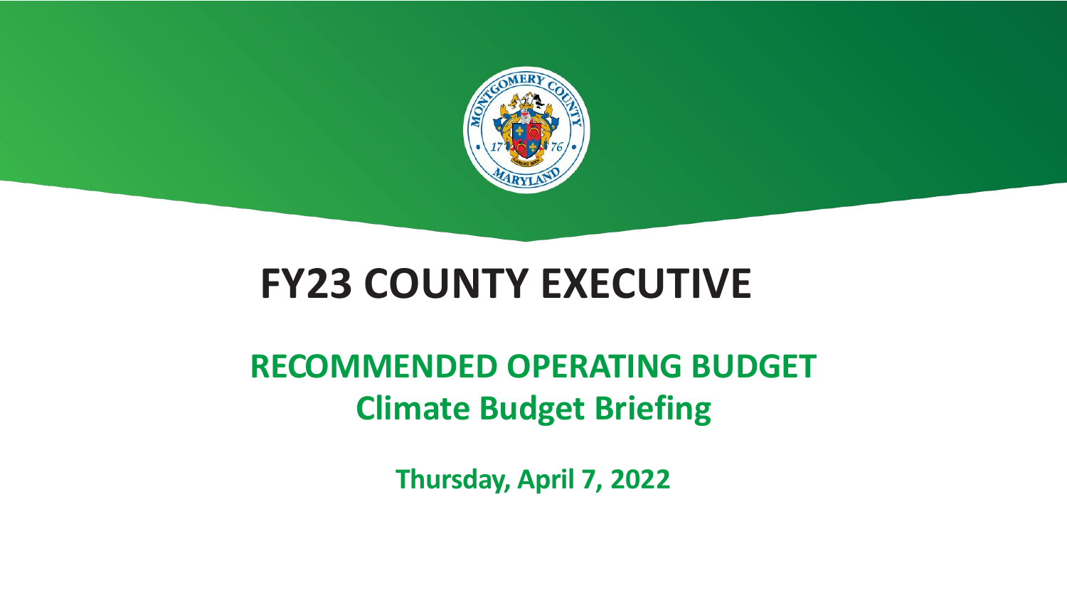# FY23 COUNTY EXECUTIVE

## RECOMMENDED OPERATING BUDGET
## Climate Budget Briefing

**Thursday, April 7, 2022**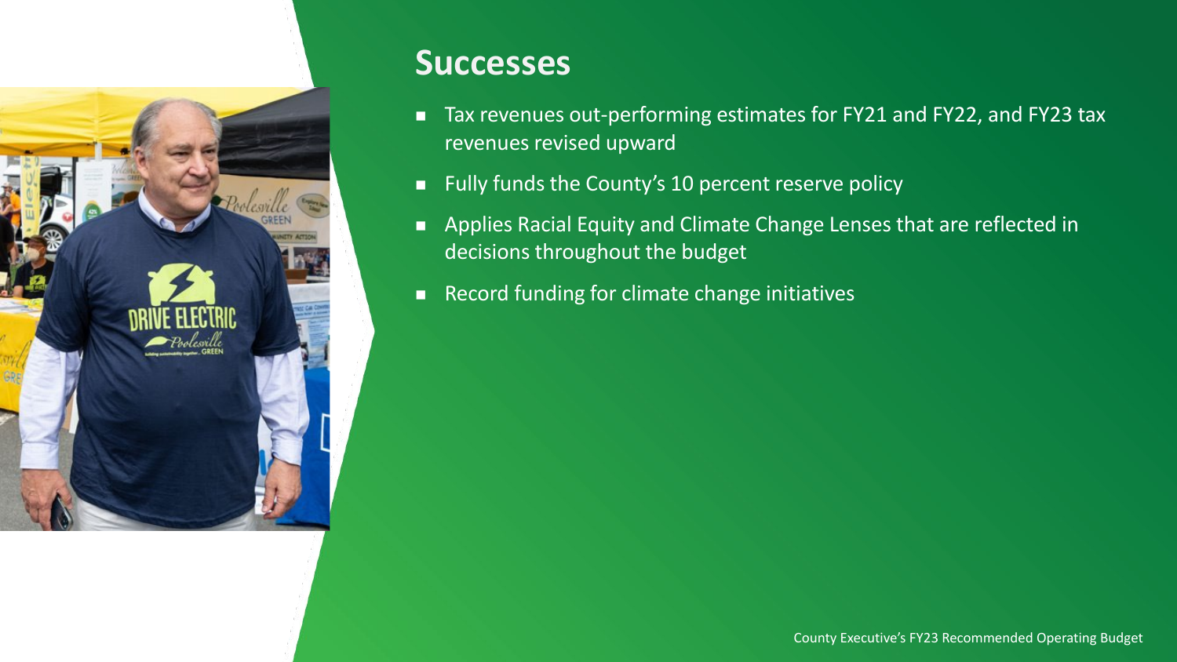## Successes

- Tax revenues out-performing estimates for FY21 and FY22, and FY23 tax revenues revised upward
- Fully funds the County's 10 percent reserve policy
- Applies Racial Equity and Climate Change Lenses that are reflected in decisions throughout the budget
- Record funding for climate change initiatives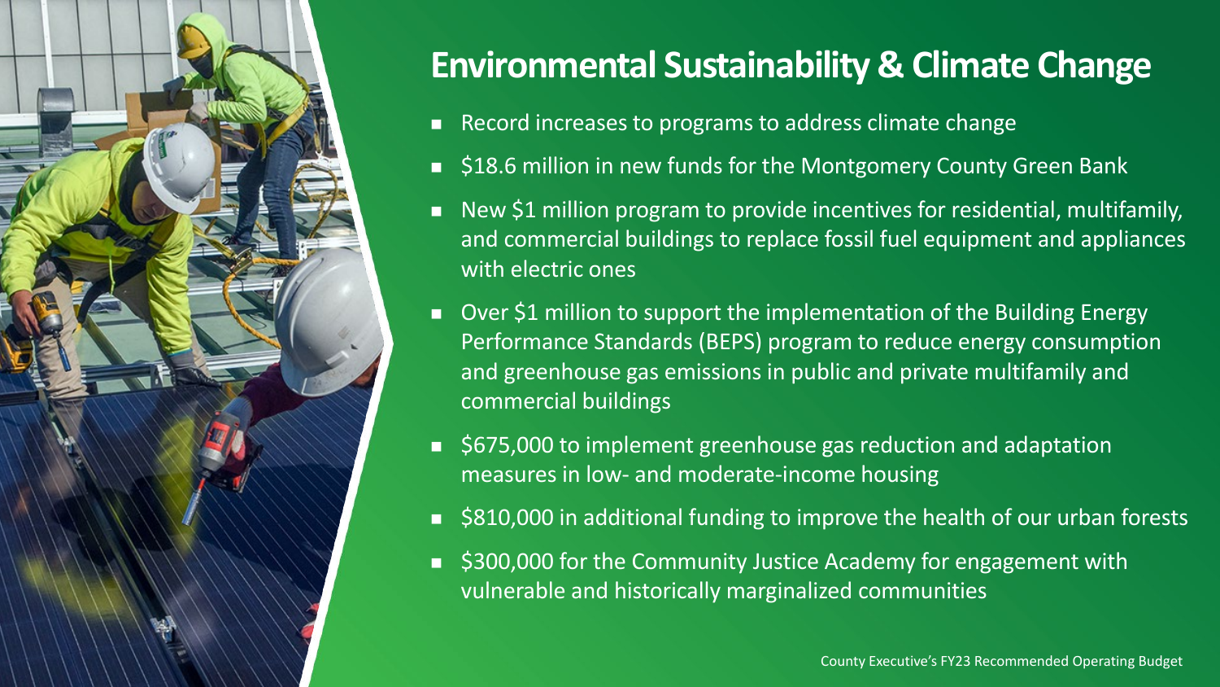# Environmental Sustainability & Climate Change

- Record increases to programs to address climate change
- $18.6 million in new funds for the Montgomery County Green Bank
- New $1 million program to provide incentives for residential, multifamily, and commercial buildings to replace fossil fuel equipment and appliances with electric ones
- Over $1 million to support the implementation of the Building Energy Performance Standards (BEPS) program to reduce energy consumption and greenhouse gas emissions in public and private multifamily and commercial buildings
- $675,000 to implement greenhouse gas reduction and adaptation measures in low- and moderate-income housing
- $810,000 in additional funding to improve the health of our urban forests
- $300,000 for the Community Justice Academy for engagement with vulnerable and historically marginalized communities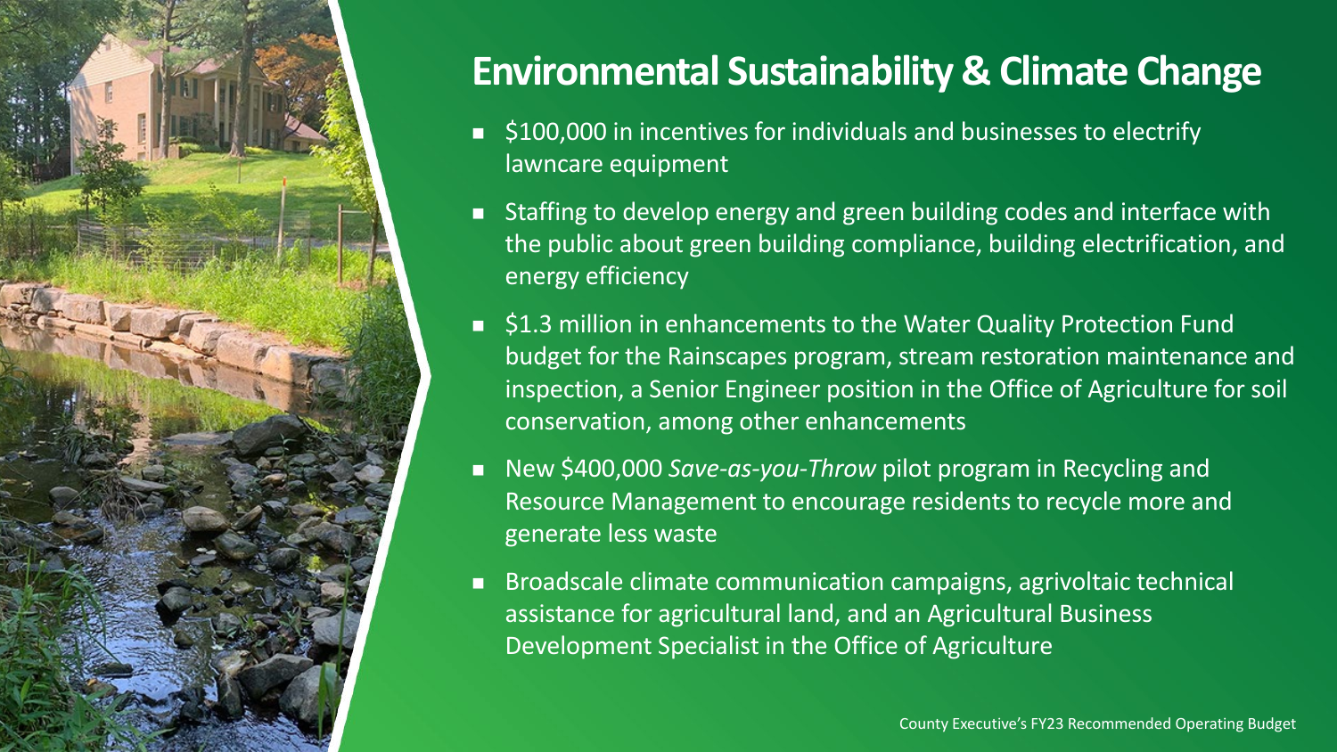# Environmental Sustainability & Climate Change

- $100,000 in incentives for individuals and businesses to electrify lawncare equipment
- Staffing to develop energy and green building codes and interface with the public about green building compliance, building electrification, and energy efficiency
- $1.3 million in enhancements to the Water Quality Protection Fund budget for the Rainscapes program, stream restoration maintenance and inspection, a Senior Engineer position in the Office of Agriculture for soil conservation, among other enhancements
- New $400,000 *Save-as-you-Throw* pilot program in Recycling and Resource Management to encourage residents to recycle more and generate less waste
- Broadscale climate communication campaigns, agrivoltaic technical assistance for agricultural land, and an Agricultural Business Development Specialist in the Office of Agriculture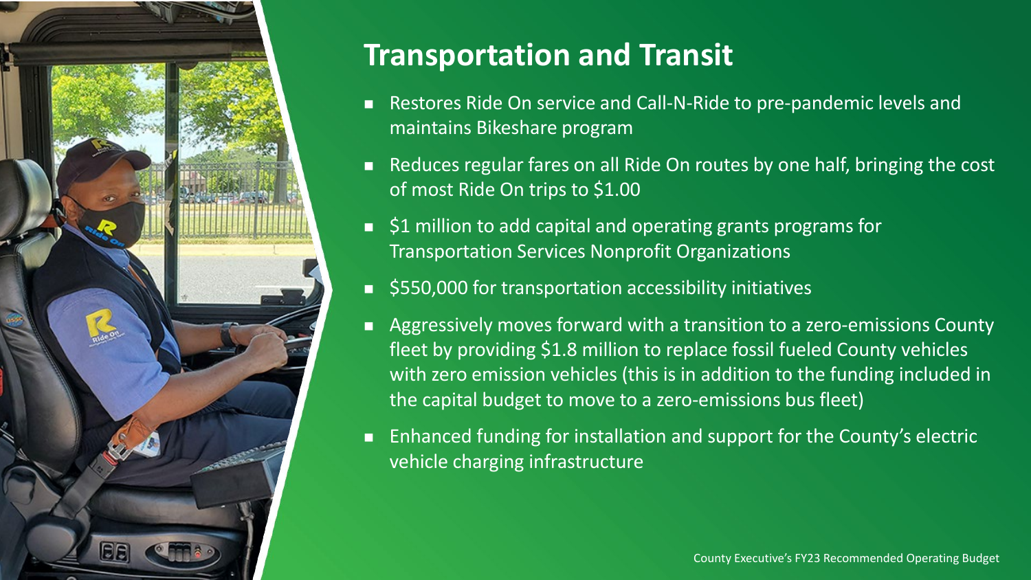# Transportation and Transit

- Restores Ride On service and Call-N-Ride to pre-pandemic levels and maintains Bikeshare program
- Reduces regular fares on all Ride On routes by one half, bringing the cost of most Ride On trips to $1.00
- $1 million to add capital and operating grants programs for Transportation Services Nonprofit Organizations
- $550,000 for transportation accessibility initiatives
- Aggressively moves forward with a transition to a zero-emissions County fleet by providing $1.8 million to replace fossil fueled County vehicles with zero emission vehicles (this is in addition to the funding included in the capital budget to move to a zero-emissions bus fleet)
- Enhanced funding for installation and support for the County's electric vehicle charging infrastructure